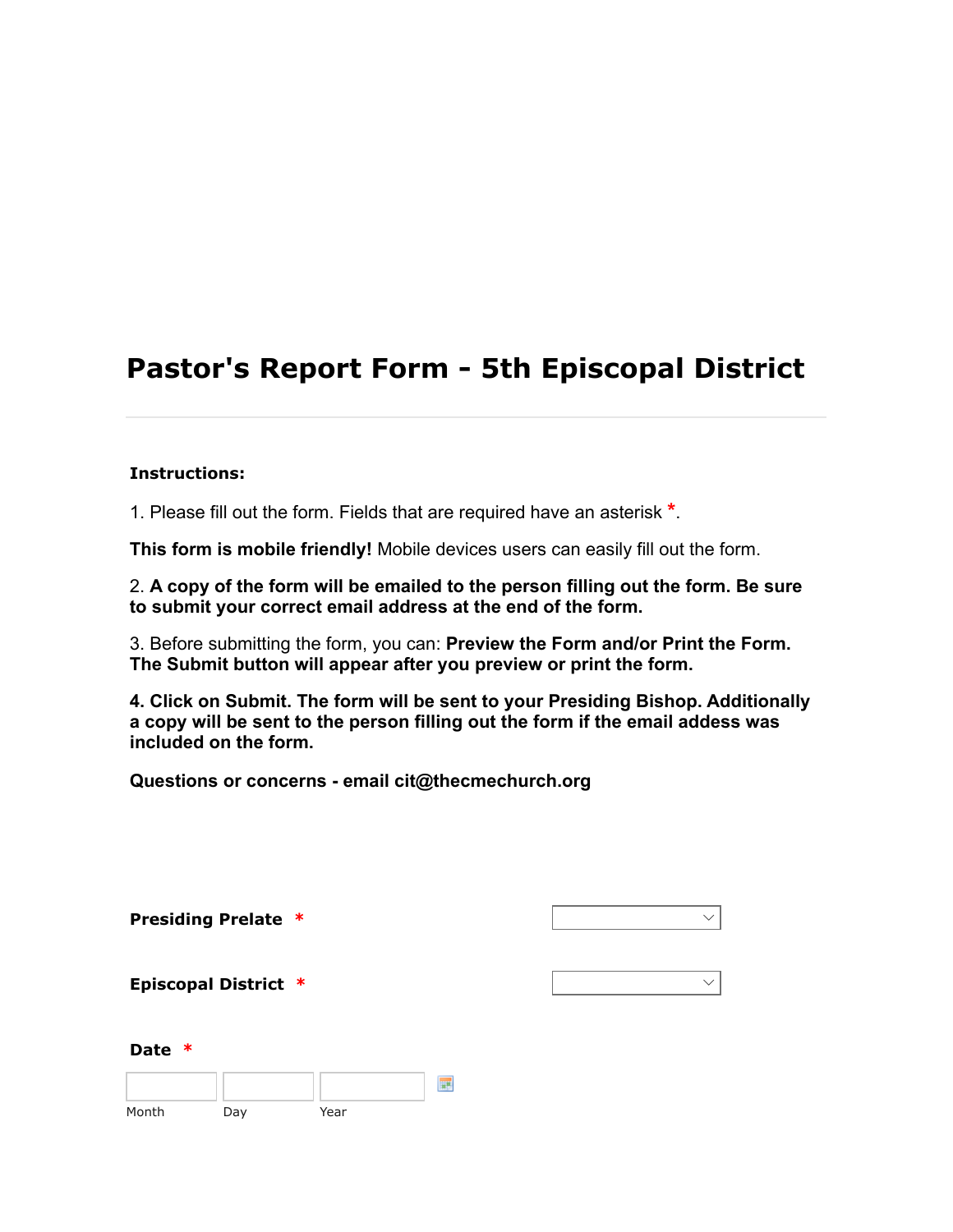# Pastor's Report Form - 5th Episcopal District

**Instructions:**

1. Please fill out the form. Fields that are required have an asterisk *.

**This form is mobile friendly!** Mobile devices users can easily fill out the form.

2. **A copy of the form will be emailed to the person filling out the form. Be sure to submit your correct email address at the end of the form.**

3. Before submitting the form, you can: **Preview the Form and/or Print the Form. The Submit button will appear after you preview or print the form.**

**4. Click on Submit. The form will be sent to your Presiding Bishop. Additionally a copy will be sent to the person filling out the form if the email addess was included on the form.**

**Questions or concerns - email cit@thecmechurch.org**

**Presiding Prelate** *

**Episcopal District** *

**Date** *

Month Day Year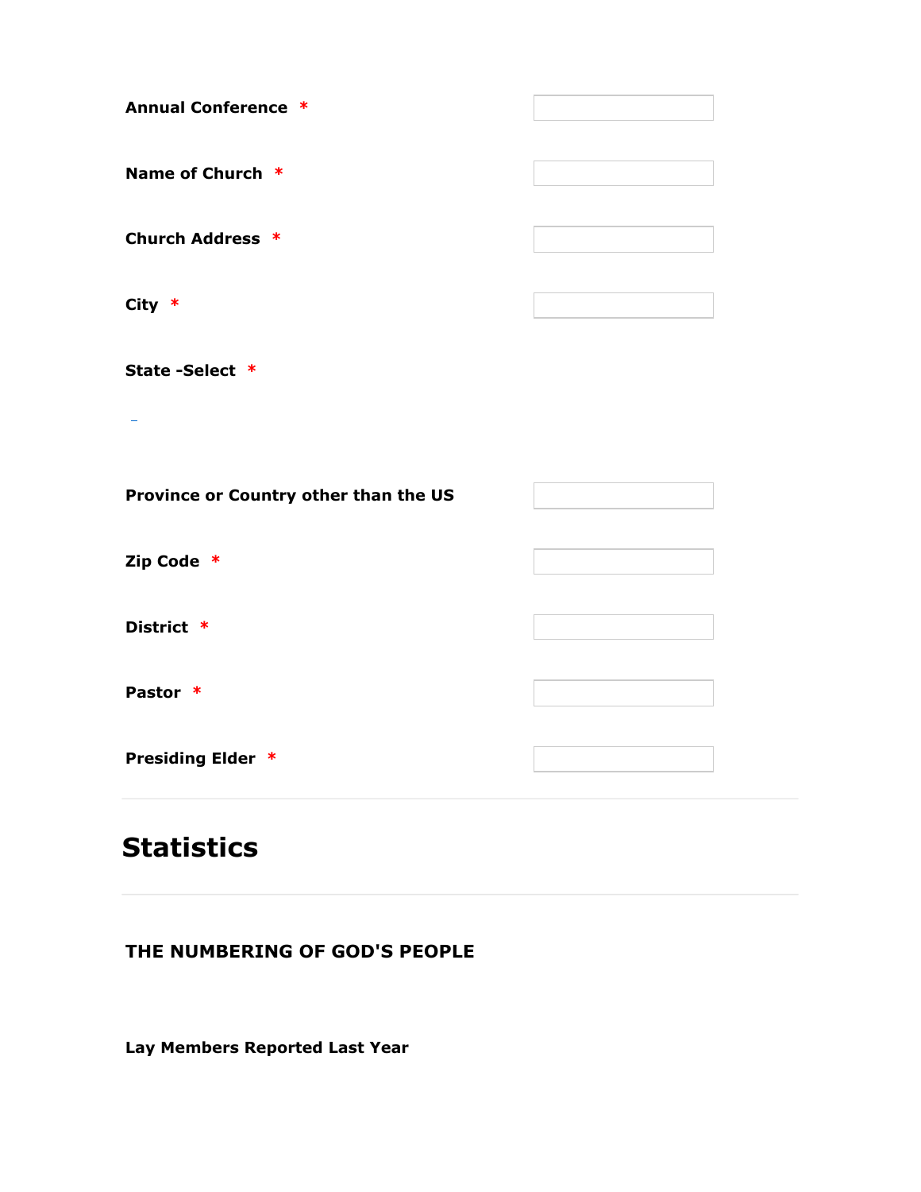**Annual Conference** *

**Name of Church** *

**Church Address** *

**City** *

**State -Select** *

–

**Province or Country other than the US**

**Zip Code** *

**District** *

**Pastor** *

**Presiding Elder** *

---

## Statistics

---

**THE NUMBERING OF GOD'S PEOPLE**

**Lay Members Reported Last Year**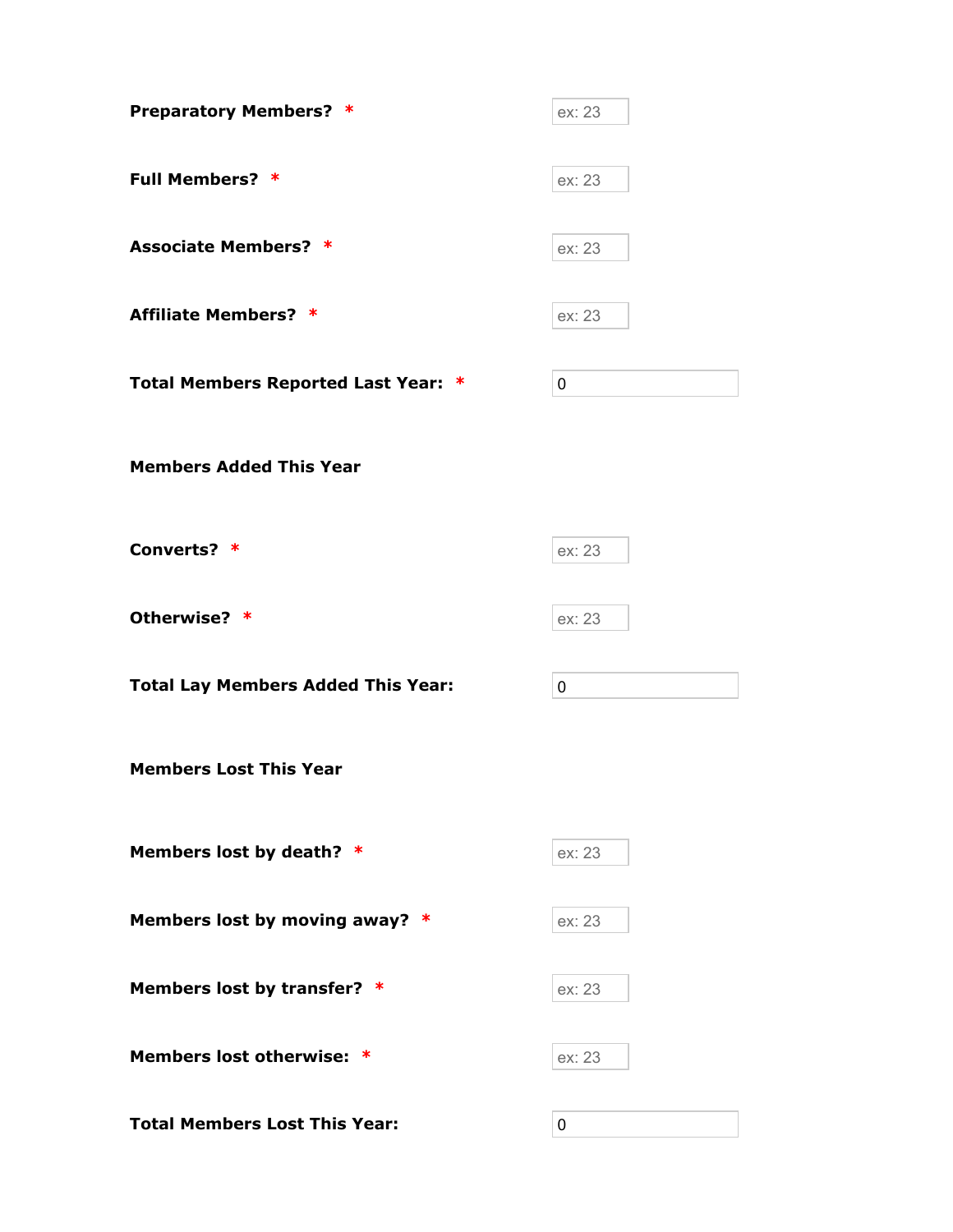**Preparatory Members?** * ex: 23

**Full Members?** * ex: 23

**Associate Members?** * ex: 23

**Affiliate Members?** * ex: 23

**Total Members Reported Last Year:** * 0

**Members Added This Year**

**Converts?** * ex: 23

**Otherwise?** * ex: 23

**Total Lay Members Added This Year:** 0

**Members Lost This Year**

**Members lost by death?** * ex: 23

**Members lost by moving away?** * ex: 23

**Members lost by transfer?** * ex: 23

**Members lost otherwise:** * ex: 23

**Total Members Lost This Year:** 0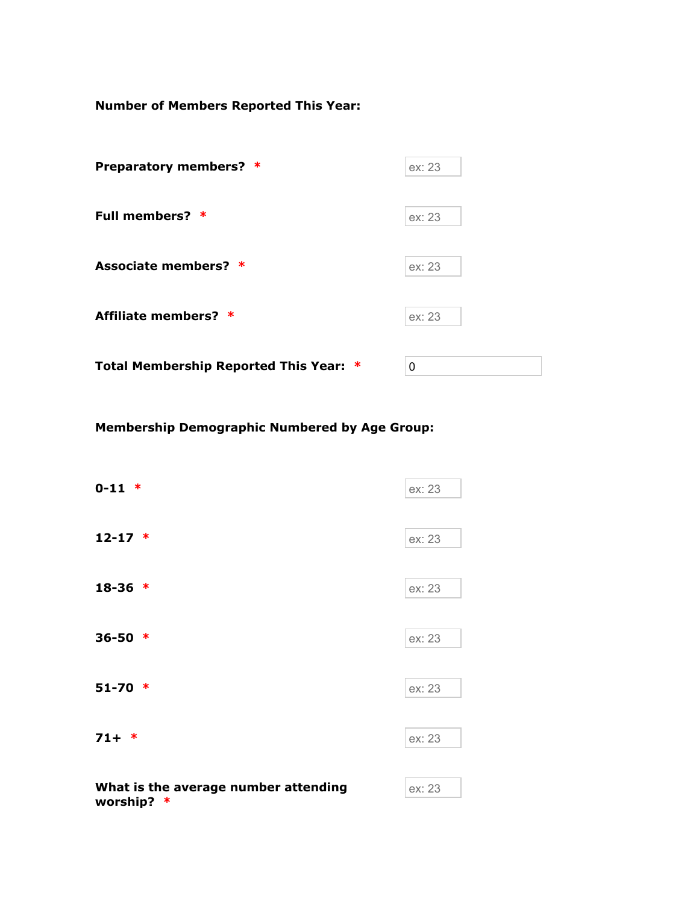**Number of Members Reported This Year:**

**Preparatory members?** * ex: 23

**Full members?** * ex: 23

**Associate members?** * ex: 23

**Affiliate members?** * ex: 23

**Total Membership Reported This Year:** * 0

**Membership Demographic Numbered by Age Group:**

**0-11** * ex: 23

**12-17** * ex: 23

**18-36** * ex: 23

**36-50** * ex: 23

**51-70** * ex: 23

**71+** * ex: 23

**What is the average number attending worship?** * ex: 23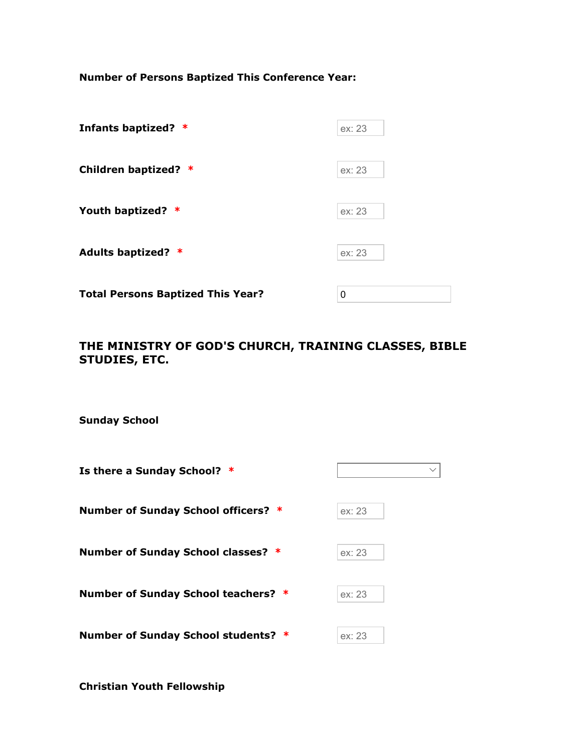**Number of Persons Baptized This Conference Year:**

**Infants baptized?** * ex: 23

**Children baptized?** * ex: 23

**Youth baptized?** * ex: 23

**Adults baptized?** * ex: 23

**Total Persons Baptized This Year?** 0

## THE MINISTRY OF GOD'S CHURCH, TRAINING CLASSES, BIBLE STUDIES, ETC.

### Sunday School

**Is there a Sunday School?** *

**Number of Sunday School officers?** * ex: 23

**Number of Sunday School classes?** * ex: 23

**Number of Sunday School teachers?** * ex: 23

**Number of Sunday School students?** * ex: 23

### Christian Youth Fellowship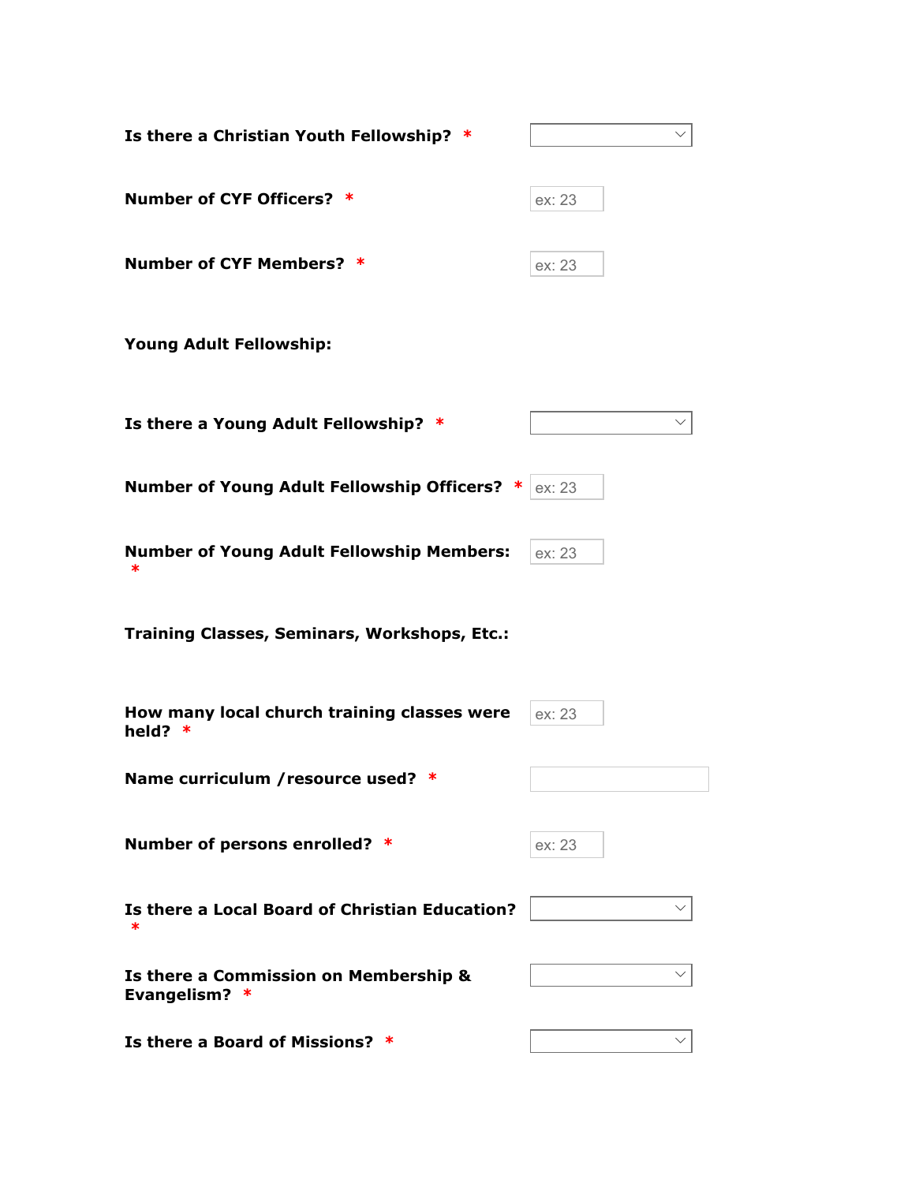**Is there a Christian Youth Fellowship?** *

**Number of CYF Officers?** *

ex: 23

**Number of CYF Members?** *

ex: 23

**Young Adult Fellowship:**

**Is there a Young Adult Fellowship?** *

**Number of Young Adult Fellowship Officers?** *

ex: 23

**Number of Young Adult Fellowship Members:** *

ex: 23

**Training Classes, Seminars, Workshops, Etc.:**

**How many local church training classes were held?** *

ex: 23

**Name curriculum /resource used?** *

**Number of persons enrolled?** *

ex: 23

**Is there a Local Board of Christian Education?** *

**Is there a Commission on Membership & Evangelism?** *

**Is there a Board of Missions?** *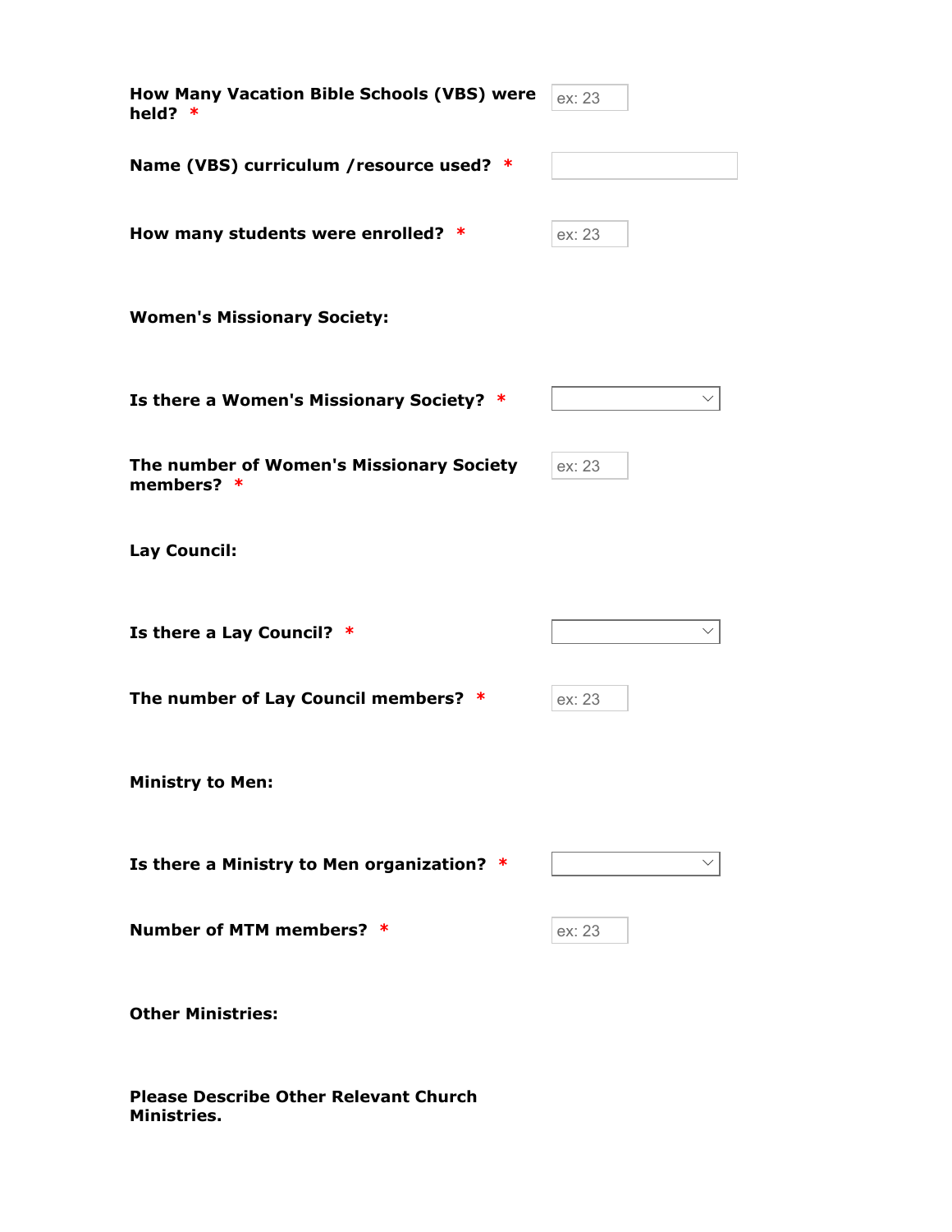**How Many Vacation Bible Schools (VBS) were held?** * ex: 23

**Name (VBS) curriculum /resource used?** *

**How many students were enrolled?** * ex: 23

**Women's Missionary Society:**

**Is there a Women's Missionary Society?** *

**The number of Women's Missionary Society members?** * ex: 23

**Lay Council:**

**Is there a Lay Council?** *

**The number of Lay Council members?** * ex: 23

**Ministry to Men:**

**Is there a Ministry to Men organization?** *

**Number of MTM members?** * ex: 23

**Other Ministries:**

**Please Describe Other Relevant Church Ministries.**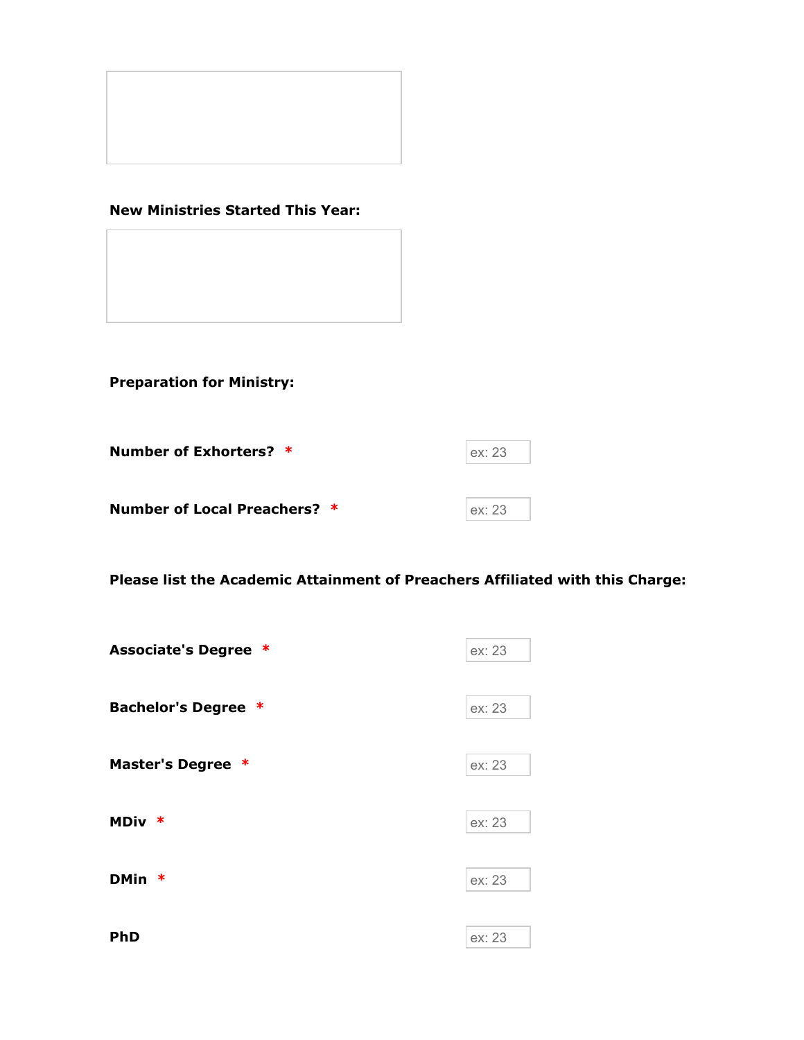**New Ministries Started This Year:**

**Preparation for Ministry:**

**Number of Exhorters?** * ex: 23

**Number of Local Preachers?** * ex: 23

**Please list the Academic Attainment of Preachers Affiliated with this Charge:**

**Associate's Degree** * ex: 23

**Bachelor's Degree** * ex: 23

**Master's Degree** * ex: 23

**MDiv** * ex: 23

**DMin** * ex: 23

**PhD** ex: 23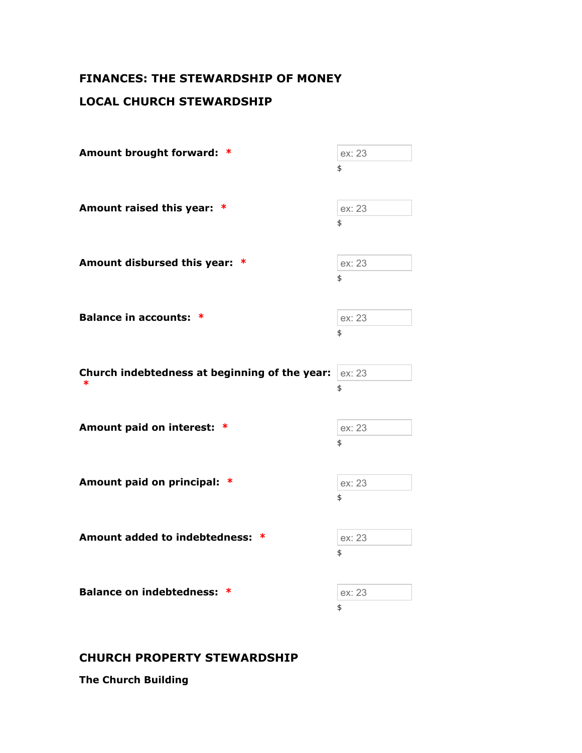## FINANCES: THE STEWARDSHIP OF MONEY

## LOCAL CHURCH STEWARDSHIP

**Amount brought forward:** *

ex: 23
$

**Amount raised this year:** *

ex: 23
$

**Amount disbursed this year:** *

ex: 23
$

**Balance in accounts:** *

ex: 23
$

**Church indebtedness at beginning of the year:** *

ex: 23
$

**Amount paid on interest:** *

ex: 23
$

**Amount paid on principal:** *

ex: 23
$

**Amount added to indebtedness:** *

ex: 23
$

**Balance on indebtedness:** *

ex: 23
$

## CHURCH PROPERTY STEWARDSHIP

### The Church Building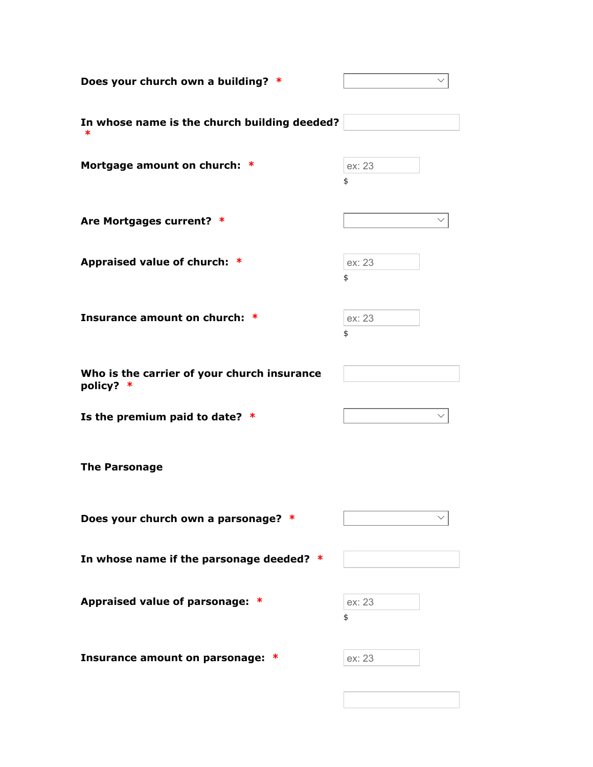**Does your church own a building?** *

**In whose name is the church building deeded?** *

**Mortgage amount on church:** *

ex: 23

$

**Are Mortgages current?** *

**Appraised value of church:** *

ex: 23

$

**Insurance amount on church:** *

ex: 23

$

**Who is the carrier of your church insurance policy?** *

**Is the premium paid to date?** *

**The Parsonage**

**Does your church own a parsonage?** *

**In whose name if the parsonage deeded?** *

**Appraised value of parsonage:** *

ex: 23

$

**Insurance amount on parsonage:** *

ex: 23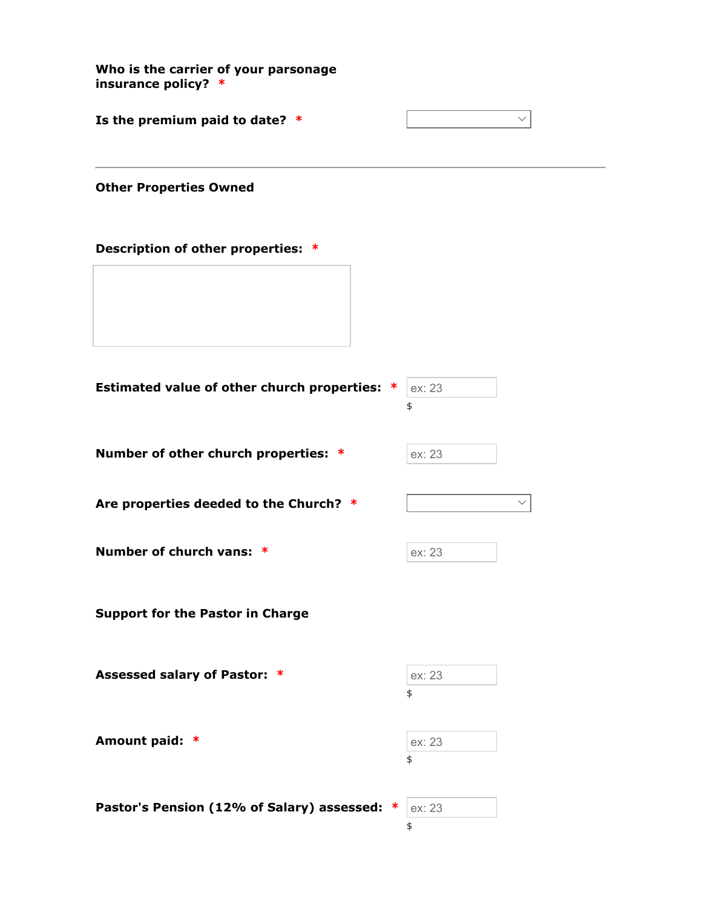**Who is the carrier of your parsonage insurance policy?** *

**Is the premium paid to date?** *

---

**Other Properties Owned**

**Description of other properties:** *

**Estimated value of other church properties:** *

ex: 23

$

**Number of other church properties:** *

ex: 23

**Are properties deeded to the Church?** *

**Number of church vans:** *

ex: 23

**Support for the Pastor in Charge**

**Assessed salary of Pastor:** *

ex: 23

$

**Amount paid:** *

ex: 23

$

**Pastor's Pension (12% of Salary) assessed:** *

ex: 23

$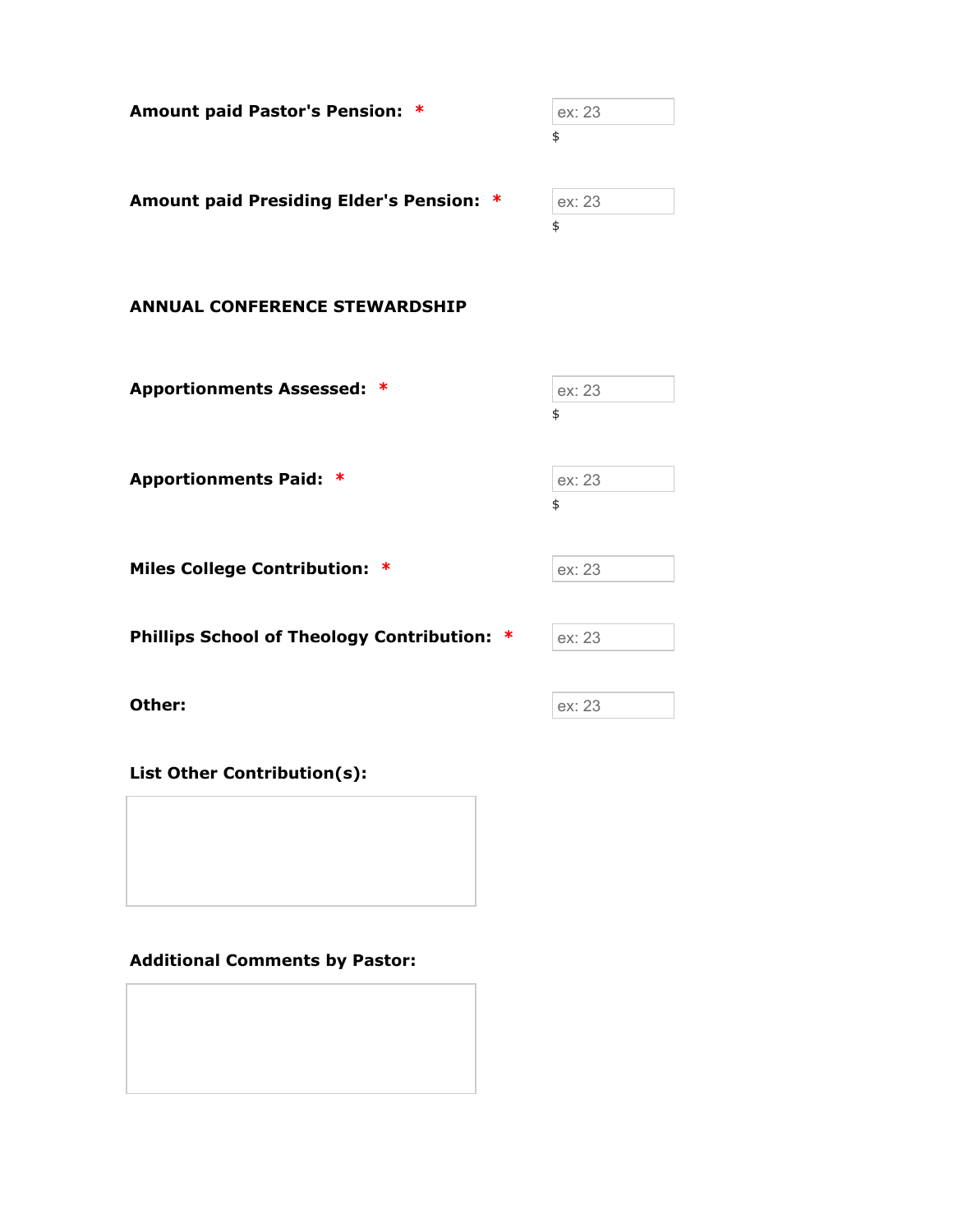**Amount paid Pastor's Pension:** * ex: 23 $

**Amount paid Presiding Elder's Pension:** * ex: 23 $

**ANNUAL CONFERENCE STEWARDSHIP**

**Apportionments Assessed:** * ex: 23 $

**Apportionments Paid:** * ex: 23 $

**Miles College Contribution:** * ex: 23

**Phillips School of Theology Contribution:** * ex: 23

**Other:** ex: 23

**List Other Contribution(s):**

**Additional Comments by Pastor:**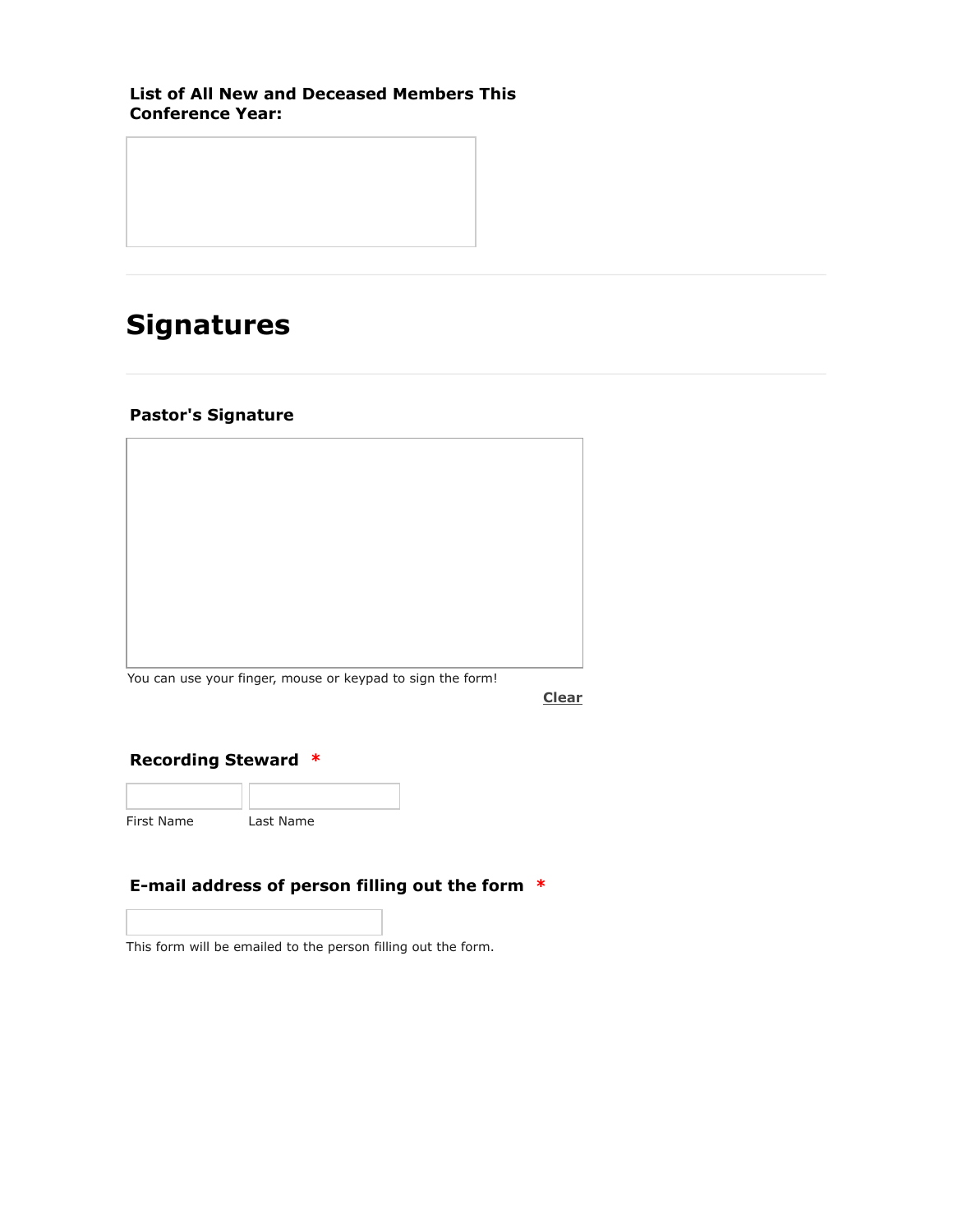**List of All New and Deceased Members This Conference Year:**

---

## Signatures

---

**Pastor's Signature**

You can use your finger, mouse or keypad to sign the form!

Clear

**Recording Steward** *

First Name

Last Name

**E-mail address of person filling out the form** *

This form will be emailed to the person filling out the form.